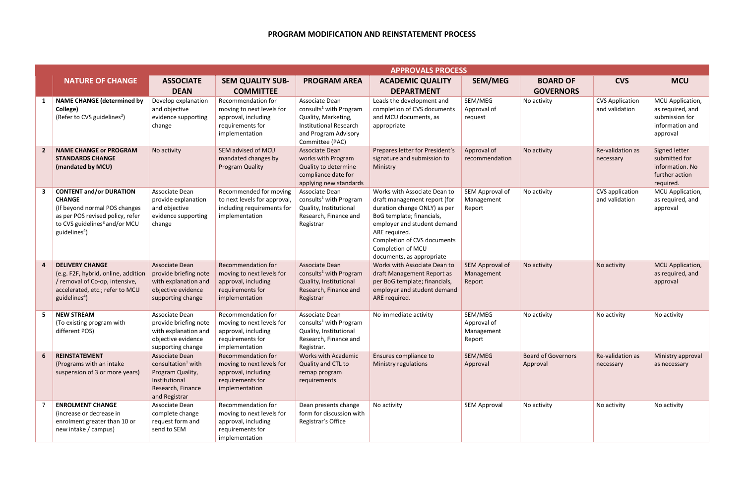# PROGRAM MODIFICATION AND REINSTATEMENT PROCESS

| | NATURE OF CHANGE | APPROVALS PROCESS | | | | | | | |
|---|---|---|---|---|---|---|---|---|---|
| | | **ASSOCIATE DEAN** | **SEM QUALITY SUB-COMMITTEE** | **PROGRAM AREA** | **ACADEMIC QUALITY DEPARTMENT** | **SEM/MEG** | **BOARD OF GOVERNORS** | **CVS** | **MCU** |
| **1** | **NAME CHANGE (determined by College)** (Refer to CVS guidelines[2]) | Develop explanation and objective evidence supporting change | Recommendation for moving to next levels for approval, including requirements for implementation | Associate Dean consults[1] with Program Quality, Marketing, Institutional Research and Program Advisory Committee (PAC) | Leads the development and completion of CVS documents and MCU documents, as appropriate | SEM/MEG Approval of request | No activity | CVS Application and validation | MCU Application, as required, and submission for information and approval |
| **2** | **NAME CHANGE or PROGRAM STANDARDS CHANGE (mandated by MCU)** | No activity | SEM advised of MCU mandated changes by Program Quality | Associate Dean works with Program Quality to determine compliance date for applying new standards | Prepares letter for President's signature and submission to Ministry | Approval of recommendation | No activity | Re-validation as necessary | Signed letter submitted for information. No further action required. |
| **3** | **CONTENT and/or DURATION CHANGE** (If beyond normal POS changes as per POS revised policy, refer to CVS guidelines[3] and/or MCU guidelines[4]) | Associate Dean provide explanation and objective evidence supporting change | Recommended for moving to next levels for approval, including requirements for implementation | Associate Dean consults[1] with Program Quality, Institutional Research, Finance and Registrar | Works with Associate Dean to draft management report (for duration change ONLY) as per BoG template; financials, employer and student demand ARE required. Completion of CVS documents Completion of MCU documents, as appropriate | SEM Approval of Management Report | No activity | CVS application and validation | MCU Application, as required, and approval |
| **4** | **DELIVERY CHANGE** (e.g. F2F, hybrid, online, addition / removal of Co-op, intensive, accelerated, etc.; refer to MCU guidelines[4]) | Associate Dean provide briefing note with explanation and objective evidence supporting change | Recommendation for moving to next levels for approval, including requirements for implementation | Associate Dean consults[1] with Program Quality, Institutional Research, Finance and Registrar | Works with Associate Dean to draft Management Report as per BoG template; financials, employer and student demand ARE required. | SEM Approval of Management Report | No activity | No activity | MCU Application, as required, and approval |
| **5** | **NEW STREAM** (To existing program with different POS) | Associate Dean provide briefing note with explanation and objective evidence supporting change | Recommendation for moving to next levels for approval, including requirements for implementation | Associate Dean consults[1] with Program Quality, Institutional Research, Finance and Registrar. | No immediate activity | SEM/MEG Approval of Management Report | No activity | No activity | No activity |
| **6** | **REINSTATEMENT** (Programs with an intake suspension of 3 or more years) | Associate Dean consultation[1] with Program Quality, Institutional Research, Finance and Registrar | Recommendation for moving to next levels for approval, including requirements for implementation | Works with Academic Quality and CTL to remap program requirements | Ensures compliance to Ministry regulations | SEM/MEG Approval | Board of Governors Approval | Re-validation as necessary | Ministry approval as necessary |
| 7 | **ENROLMENT CHANGE** (increase or decrease in enrolment greater than 10 or new intake / campus) | Associate Dean complete change request form and send to SEM | Recommendation for moving to next levels for approval, including requirements for implementation | Dean presents change form for discussion with Registrar's Office | No activity | SEM Approval | No activity | No activity | No activity |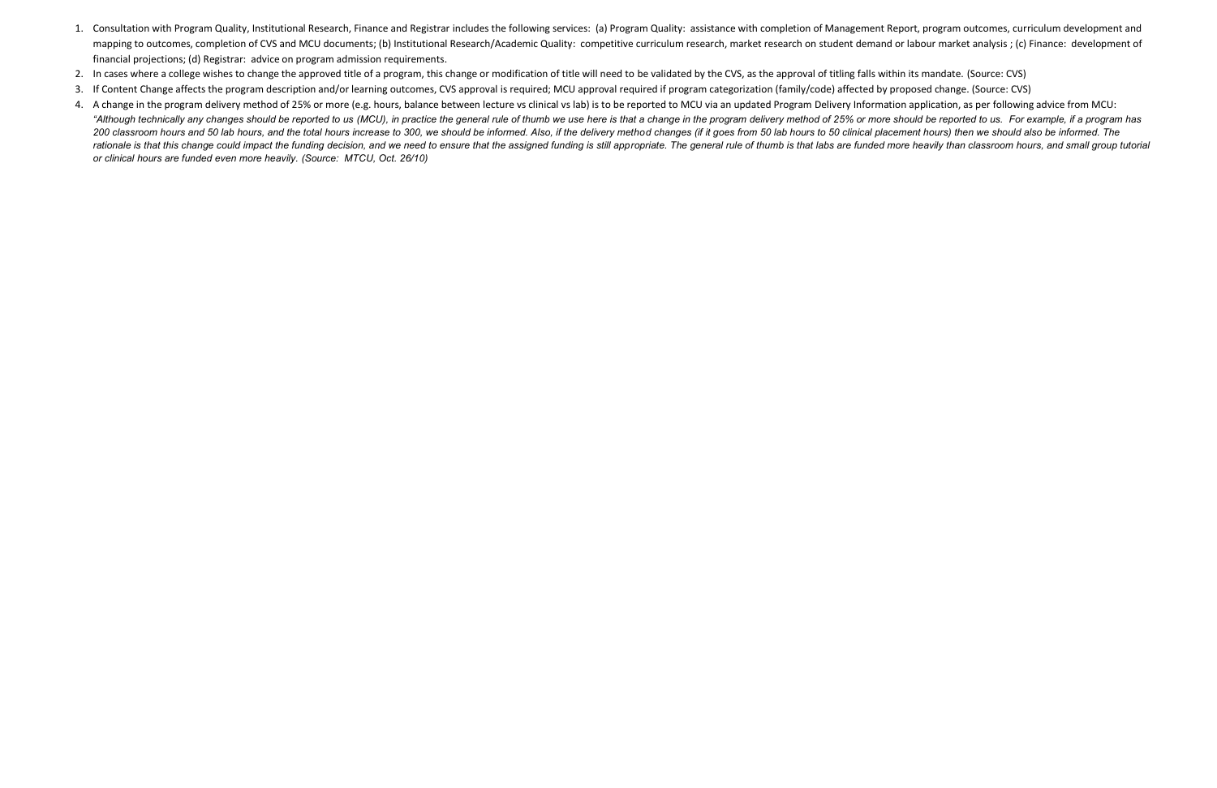1. Consultation with Program Quality, Institutional Research, Finance and Registrar includes the following services: (a) Program Quality: assistance with completion of Management Report, program outcomes, curriculum development and mapping to outcomes, completion of CVS and MCU documents; (b) Institutional Research/Academic Quality: competitive curriculum research, market research on student demand or labour market analysis ; (c) Finance: development of financial projections; (d) Registrar: advice on program admission requirements.
2. In cases where a college wishes to change the approved title of a program, this change or modification of title will need to be validated by the CVS, as the approval of titling falls within its mandate. (Source: CVS)
3. If Content Change affects the program description and/or learning outcomes, CVS approval is required; MCU approval required if program categorization (family/code) affected by proposed change. (Source: CVS)
4. A change in the program delivery method of 25% or more (e.g. hours, balance between lecture vs clinical vs lab) is to be reported to MCU via an updated Program Delivery Information application, as per following advice from MCU:
   *"Although technically any changes should be reported to us (MCU), in practice the general rule of thumb we use here is that a change in the program delivery method of 25% or more should be reported to us. For example, if a program has 200 classroom hours and 50 lab hours, and the total hours increase to 300, we should be informed. Also, if the delivery method changes (if it goes from 50 lab hours to 50 clinical placement hours) then we should also be informed. The rationale is that this change could impact the funding decision, and we need to ensure that the assigned funding is still appropriate. The general rule of thumb is that labs are funded more heavily than classroom hours, and small group tutorial or clinical hours are funded even more heavily. (Source: MTCU, Oct. 26/10)*